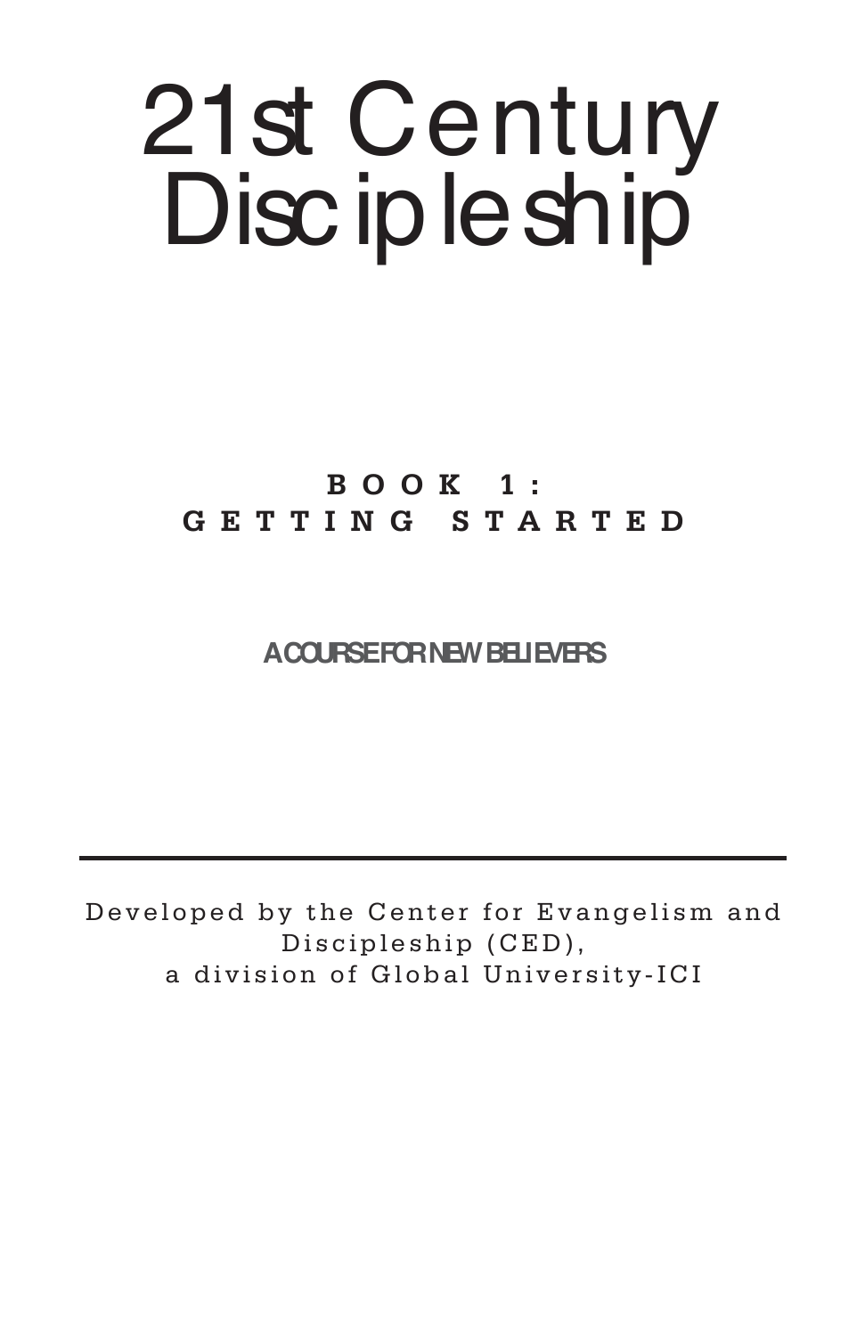# 21st Century Discipleship

## BOOK 1: GETTING STARTED

**A COURSE FOR NEW BELIEVERS**

---

Developed by the Center for Evangelism and Discipleship (CED), a division of Global University-ICI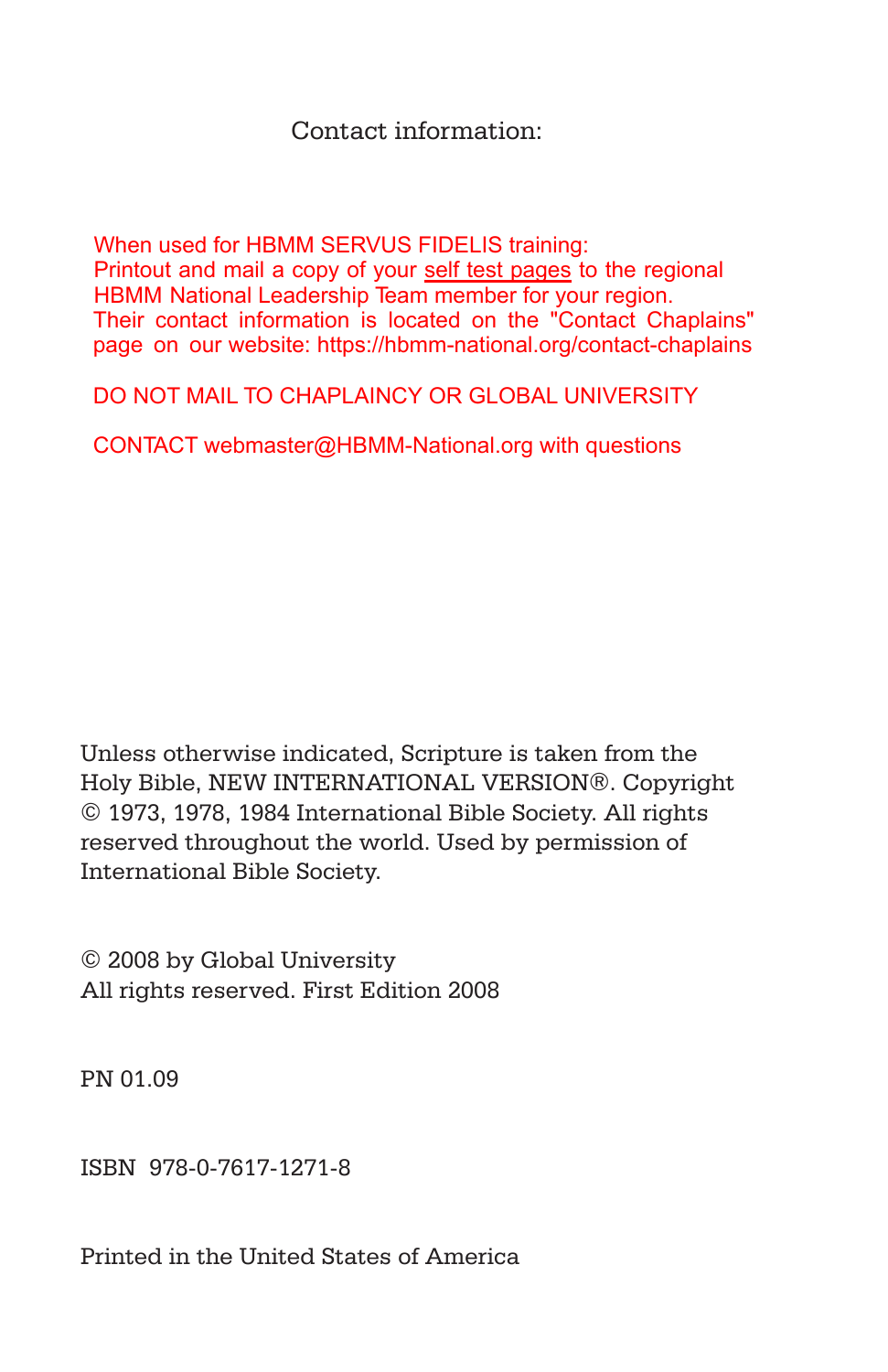Contact information:

When used for HBMM SERVUS FIDELIS training:
Printout and mail a copy of your self test pages to the regional HBMM National Leadership Team member for your region. Their contact information is located on the "Contact Chaplains" page on our website: https://hbmm-national.org/contact-chaplains

DO NOT MAIL TO CHAPLAINCY OR GLOBAL UNIVERSITY

CONTACT webmaster@HBMM-National.org with questions

Unless otherwise indicated, Scripture is taken from the Holy Bible, NEW INTERNATIONAL VERSION®. Copyright © 1973, 1978, 1984 International Bible Society. All rights reserved throughout the world. Used by permission of International Bible Society.

© 2008 by Global University
All rights reserved. First Edition 2008

PN 01.09

ISBN 978-0-7617-1271-8

Printed in the United States of America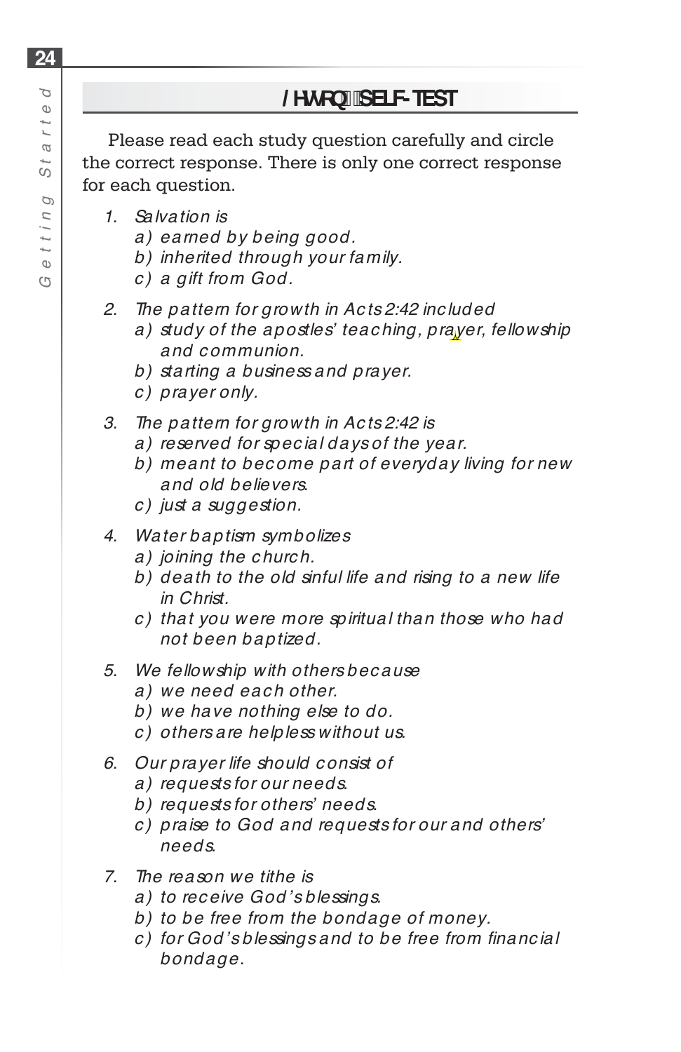## /HVVRQ SELF-TEST

Please read each study question carefully and circle the correct response. There is only one correct response for each question.

1. *Salvation is*
   - *a) earned by being good.*
   - *b) inherited through your family.*
   - *c) a gift from God.*

2. *The pattern for growth in Acts 2:42 included*
   - *a) study of the apostles' teaching, prayer, fellowship and communion.*
   - *b) starting a business and prayer.*
   - *c) prayer only.*

3. *The pattern for growth in Acts 2:42 is*
   - *a) reserved for special days of the year.*
   - *b) meant to become part of everyday living for new and old believers.*
   - *c) just a suggestion.*

4. *Water baptism symbolizes*
   - *a) joining the church.*
   - *b) death to the old sinful life and rising to a new life in Christ.*
   - *c) that you were more spiritual than those who had not been baptized.*

5. *We fellowship with others because*
   - *a) we need each other.*
   - *b) we have nothing else to do.*
   - *c) others are helpless without us.*

6. *Our prayer life should consist of*
   - *a) requests for our needs.*
   - *b) requests for others' needs.*
   - *c) praise to God and requests for our and others' needs.*

7. *The reason we tithe is*
   - *a) to receive God's blessings.*
   - *b) to be free from the bondage of money.*
   - *c) for God's blessings and to be free from financial bondage.*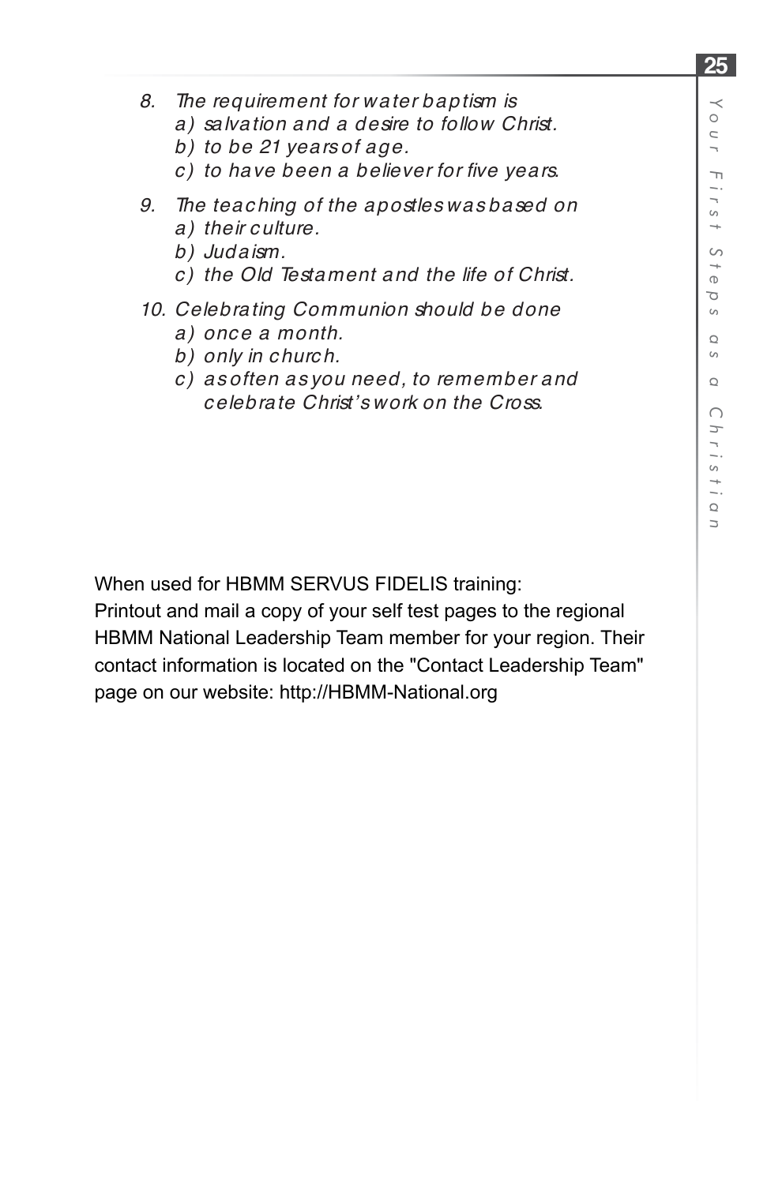8. *The requirement for water baptism is*
   *a) salvation and a desire to follow Christ.*
   *b) to be 21 years of age.*
   *c) to have been a believer for five years.*

9. *The teaching of the apostles was based on*
   *a) their culture.*
   *b) Judaism.*
   *c) the Old Testament and the life of Christ.*

10. *Celebrating Communion should be done*
    *a) once a month.*
    *b) only in church.*
    *c) as often as you need, to remember and celebrate Christ's work on the Cross.*

When used for HBMM SERVUS FIDELIS training:
Printout and mail a copy of your self test pages to the regional HBMM National Leadership Team member for your region. Their contact information is located on the "Contact Leadership Team" page on our website: http://HBMM-National.org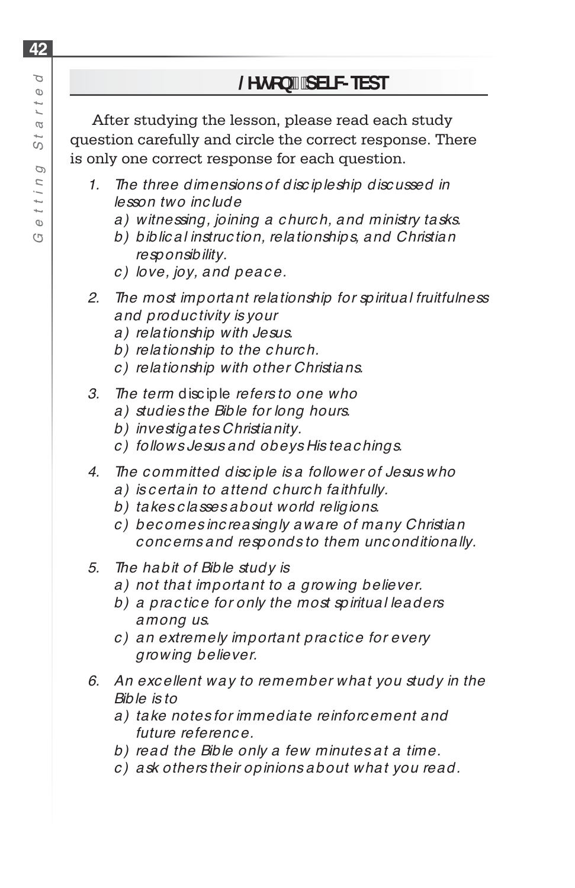## Lesson 2 SELF-TEST

After studying the lesson, please read each study question carefully and circle the correct response. There is only one correct response for each question.

1. The three dimensions of discipleship discussed in lesson two include
   a) witnessing, joining a church, and ministry tasks.
   b) biblical instruction, relationships, and Christian responsibility.
   c) love, joy, and peace.

2. The most important relationship for spiritual fruitfulness and productivity is your
   a) relationship with Jesus.
   b) relationship to the church.
   c) relationship with other Christians.

3. The term *disciple* refers to one who
   a) studies the Bible for long hours.
   b) investigates Christianity.
   c) follows Jesus and obeys His teachings.

4. The committed disciple is a follower of Jesus who
   a) is certain to attend church faithfully.
   b) takes classes about world religions.
   c) becomes increasingly aware of many Christian concerns and responds to them unconditionally.

5. The habit of Bible study is
   a) not that important to a growing believer.
   b) a practice for only the most spiritual leaders among us.
   c) an extremely important practice for every growing believer.

6. An excellent way to remember what you study in the Bible is to
   a) take notes for immediate reinforcement and future reference.
   b) read the Bible only a few minutes at a time.
   c) ask others their opinions about what you read.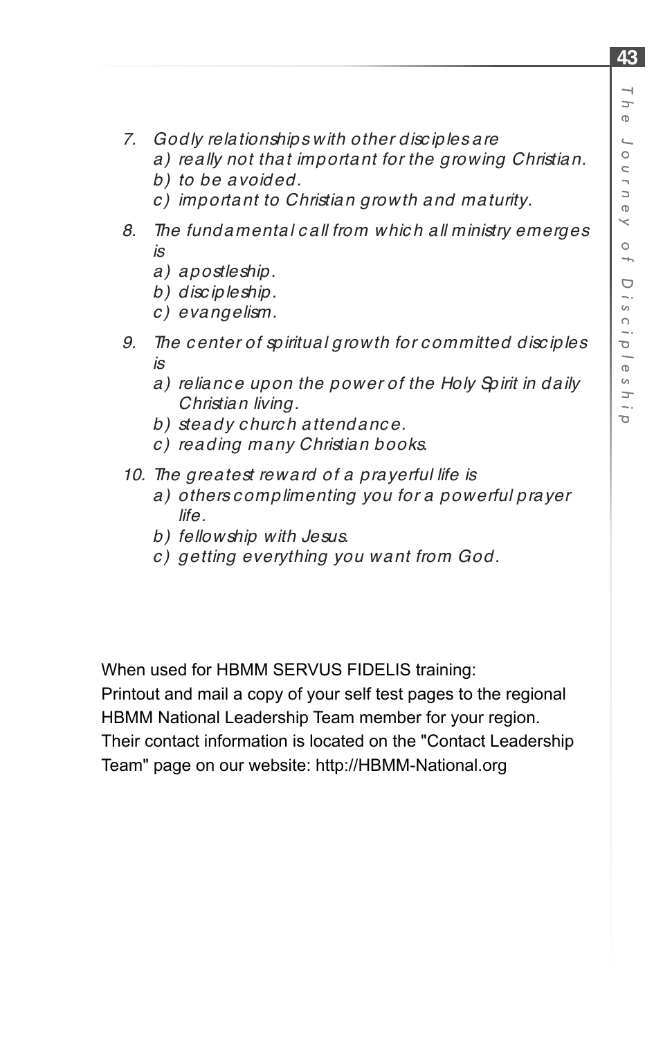*7. Godly relationships with other disciples are*
   *a) really not that important for the growing Christian.*
   *b) to be avoided.*
   *c) important to Christian growth and maturity.*

*8. The fundamental call from which all ministry emerges is*
   *a) apostleship.*
   *b) discipleship.*
   *c) evangelism.*

*9. The center of spiritual growth for committed disciples is*
   *a) reliance upon the power of the Holy Spirit in daily Christian living.*
   *b) steady church attendance.*
   *c) reading many Christian books.*

*10. The greatest reward of a prayerful life is*
   *a) others complimenting you for a powerful prayer life.*
   *b) fellowship with Jesus.*
   *c) getting everything you want from God.*

When used for HBMM SERVUS FIDELIS training:
Printout and mail a copy of your self test pages to the regional HBMM National Leadership Team member for your region. Their contact information is located on the "Contact Leadership Team" page on our website: http://HBMM-National.org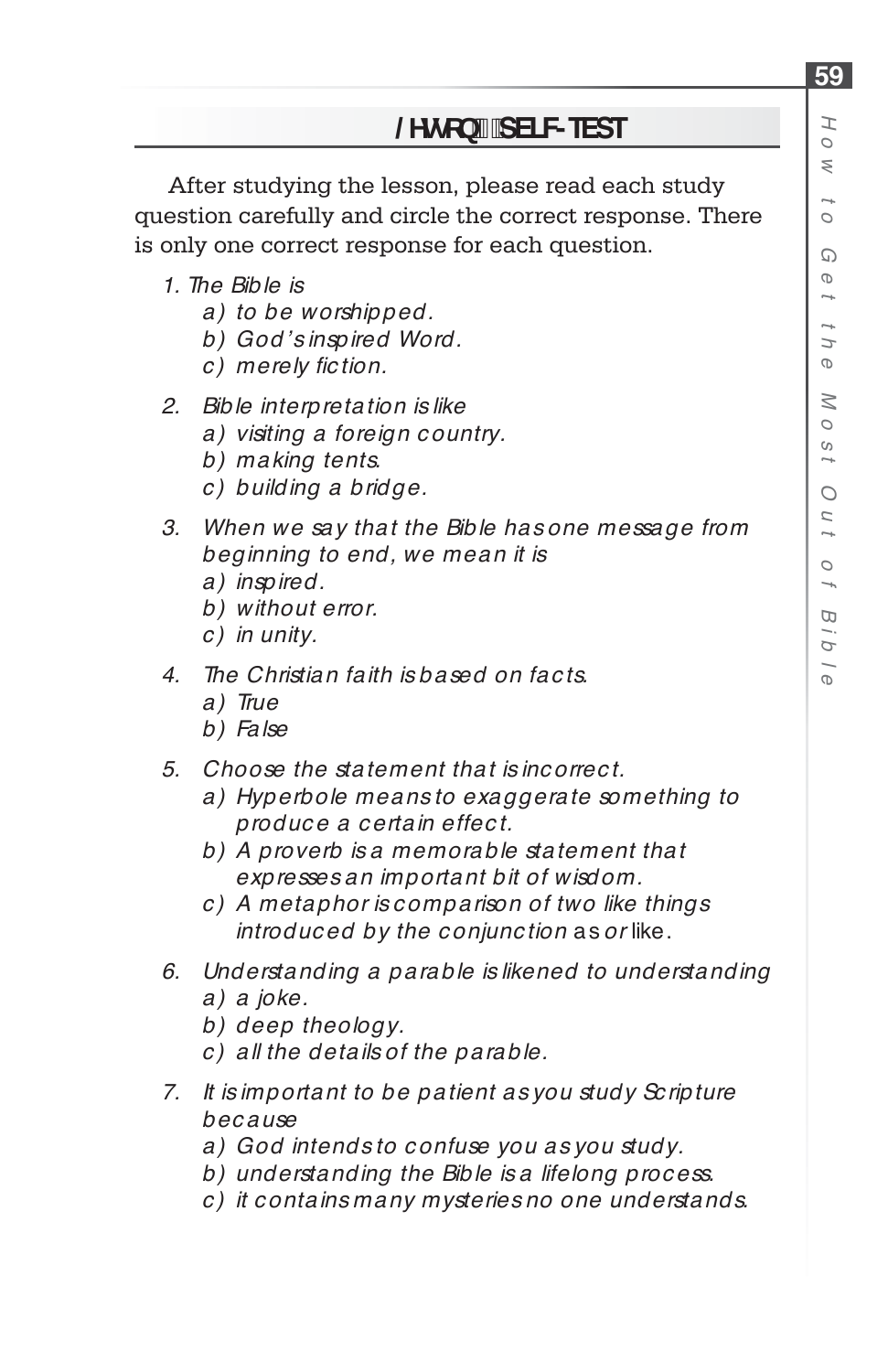## /HVVRQ SELF-TEST

After studying the lesson, please read each study question carefully and circle the correct response. There is only one correct response for each question.

1. The Bible is
   a) to be worshipped.
   b) God's inspired Word.
   c) merely fiction.

2. Bible interpretation is like
   a) visiting a foreign country.
   b) making tents.
   c) building a bridge.

3. When we say that the Bible has one message from beginning to end, we mean it is
   a) inspired.
   b) without error.
   c) in unity.

4. The Christian faith is based on facts.
   a) True
   b) False

5. Choose the statement that is incorrect.
   a) Hyperbole means to exaggerate something to produce a certain effect.
   b) A proverb is a memorable statement that expresses an important bit of wisdom.
   c) A metaphor is comparison of two like things introduced by the conjunction as or like.

6. Understanding a parable is likened to understanding
   a) a joke.
   b) deep theology.
   c) all the details of the parable.

7. It is important to be patient as you study Scripture because
   a) God intends to confuse you as you study.
   b) understanding the Bible is a lifelong process.
   c) it contains many mysteries no one understands.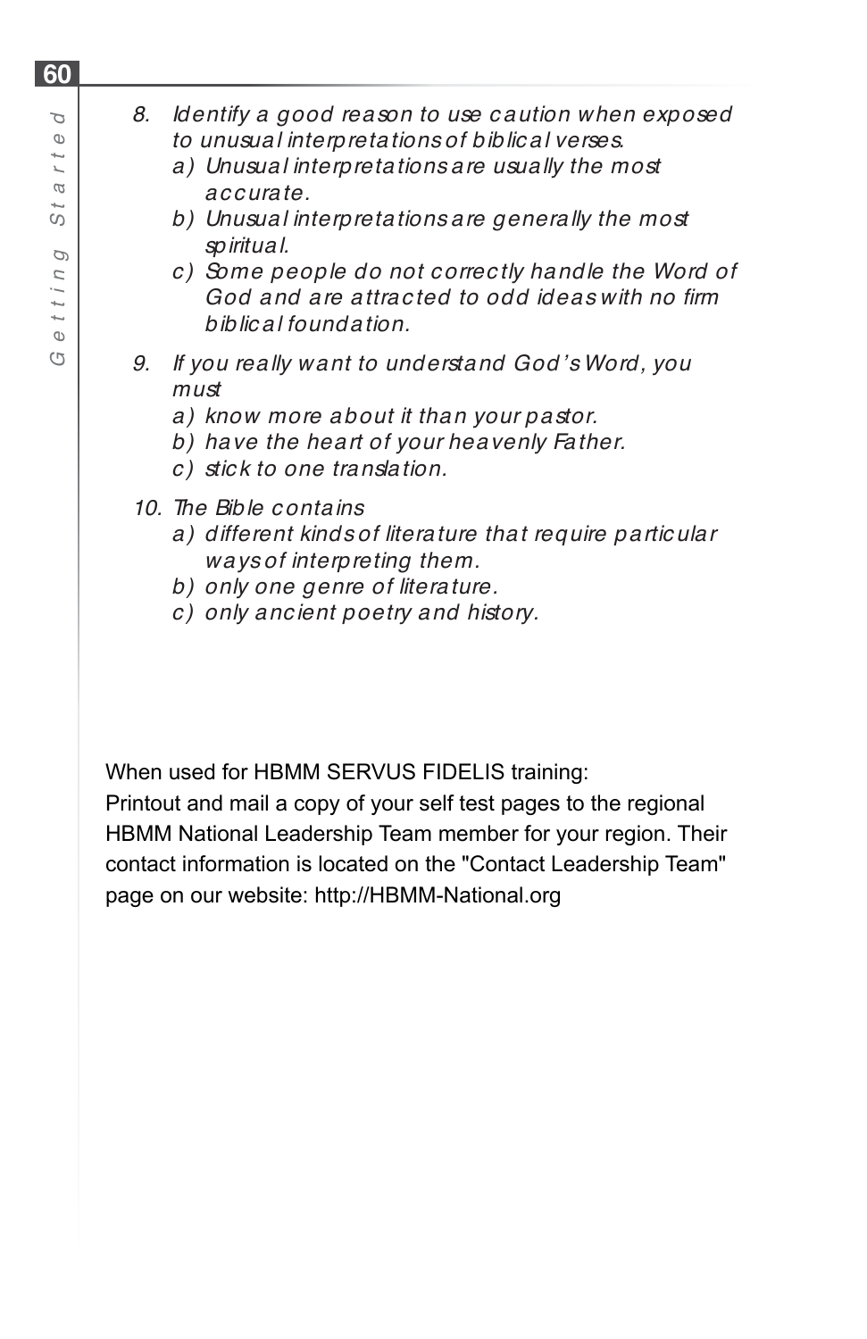*8. Identify a good reason to use caution when exposed to unusual interpretations of biblical verses.*

   *a) Unusual interpretations are usually the most accurate.*

   *b) Unusual interpretations are generally the most spiritual.*

   *c) Some people do not correctly handle the Word of God and are attracted to odd ideas with no firm biblical foundation.*

*9. If you really want to understand God's Word, you must*

   *a) know more about it than your pastor.*

   *b) have the heart of your heavenly Father.*

   *c) stick to one translation.*

*10. The Bible contains*

   *a) different kinds of literature that require particular ways of interpreting them.*

   *b) only one genre of literature.*

   *c) only ancient poetry and history.*

When used for HBMM SERVUS FIDELIS training:
Printout and mail a copy of your self test pages to the regional HBMM National Leadership Team member for your region. Their contact information is located on the "Contact Leadership Team" page on our website: http://HBMM-National.org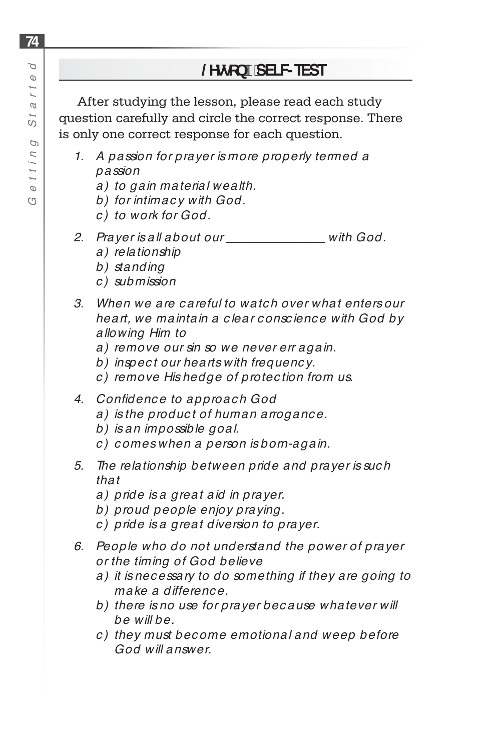## Lesson 1 SELF-TEST

After studying the lesson, please read each study question carefully and circle the correct response. There is only one correct response for each question.

1. *A passion for prayer is more properly termed a passion*
   a) *to gain material wealth.*
   b) *for intimacy with God.*
   c) *to work for God.*

2. *Prayer is all about our _______________ with God.*
   a) *relationship*
   b) *standing*
   c) *submission*

3. *When we are careful to watch over what enters our heart, we maintain a clear conscience with God by allowing Him to*
   a) *remove our sin so we never err again.*
   b) *inspect our hearts with frequency.*
   c) *remove His hedge of protection from us.*

4. *Confidence to approach God*
   a) *is the product of human arrogance.*
   b) *is an impossible goal.*
   c) *comes when a person is born-again.*

5. *The relationship between pride and prayer is such that*
   a) *pride is a great aid in prayer.*
   b) *proud people enjoy praying.*
   c) *pride is a great diversion to prayer.*

6. *People who do not understand the power of prayer or the timing of God believe*
   a) *it is necessary to do something if they are going to make a difference.*
   b) *there is no use for prayer because whatever will be will be.*
   c) *they must become emotional and weep before God will answer.*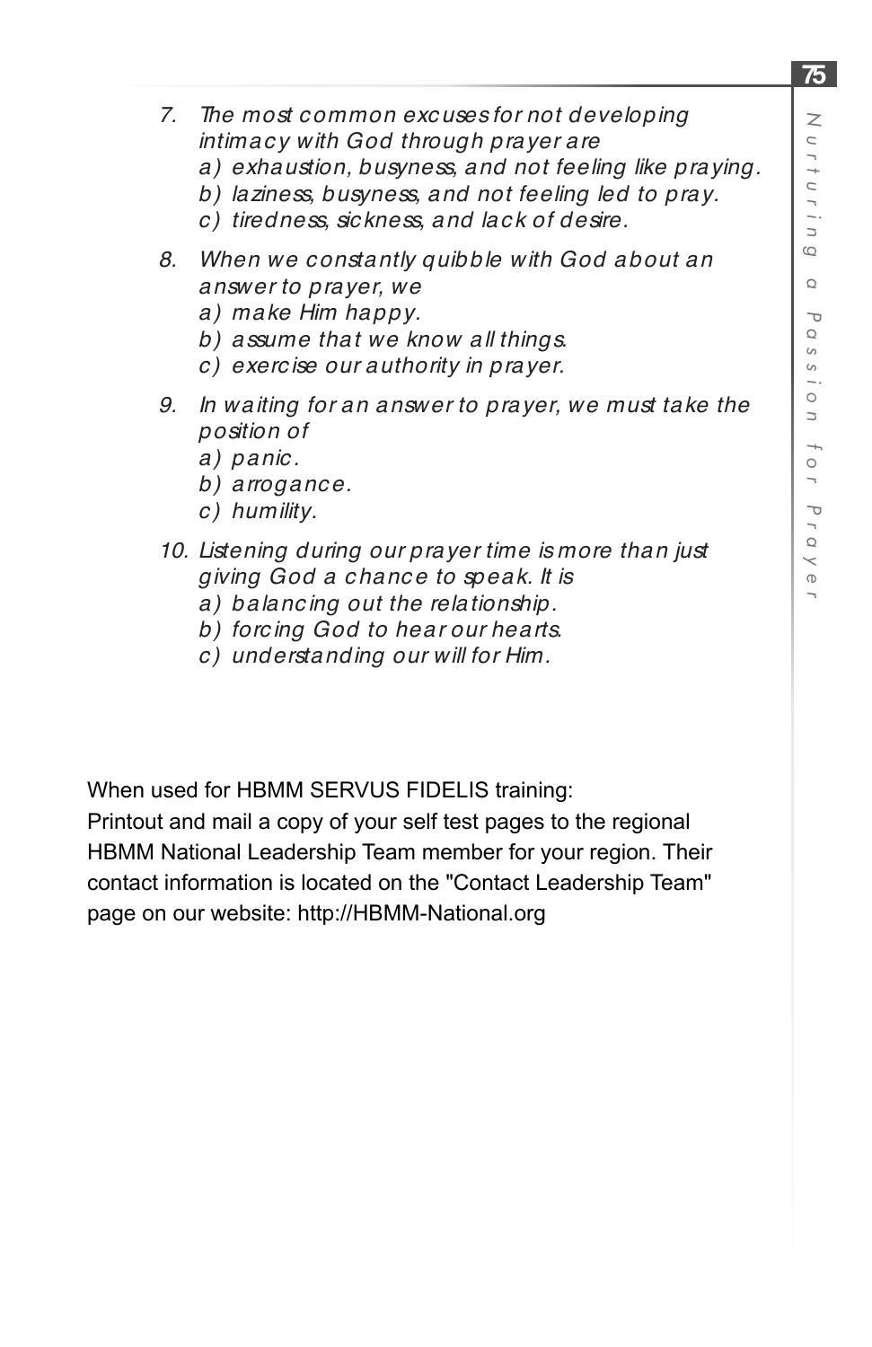*7. The most common excuses for not developing intimacy with God through prayer are*
*a) exhaustion, busyness, and not feeling like praying.*
*b) laziness, busyness, and not feeling led to pray.*
*c) tiredness, sickness, and lack of desire.*

*8. When we constantly quibble with God about an answer to prayer, we*
*a) make Him happy.*
*b) assume that we know all things.*
*c) exercise our authority in prayer.*

*9. In waiting for an answer to prayer, we must take the position of*
*a) panic.*
*b) arrogance.*
*c) humility.*

*10. Listening during our prayer time is more than just giving God a chance to speak. It is*
*a) balancing out the relationship.*
*b) forcing God to hear our hearts.*
*c) understanding our will for Him.*

When used for HBMM SERVUS FIDELIS training:
Printout and mail a copy of your self test pages to the regional HBMM National Leadership Team member for your region. Their contact information is located on the "Contact Leadership Team" page on our website: http://HBMM-National.org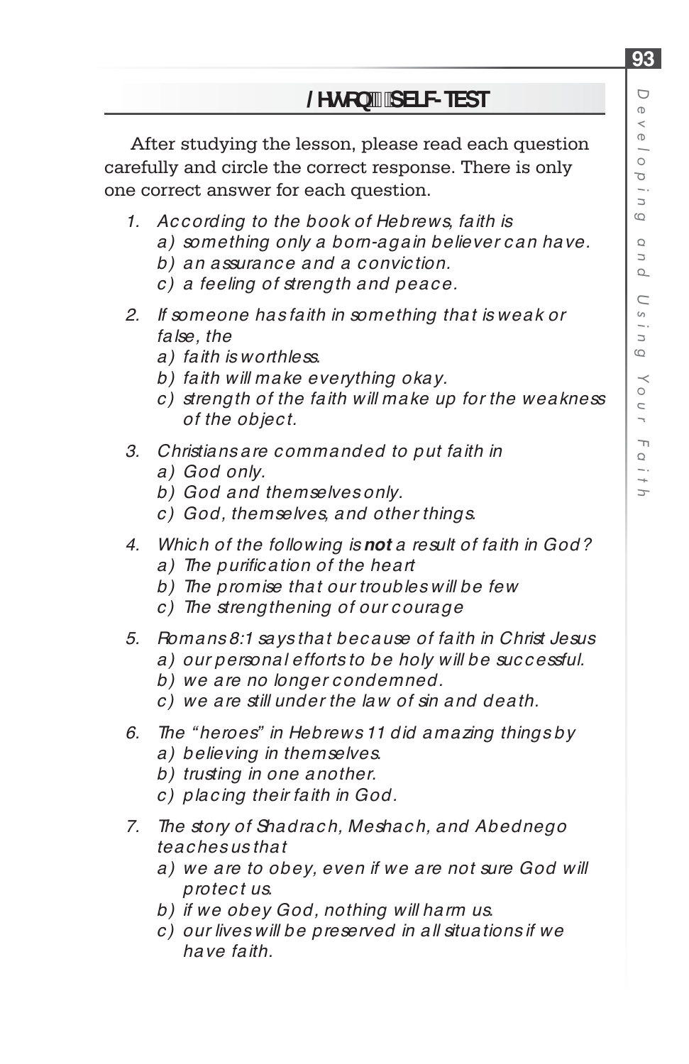## Lesson 3 SELF-TEST

After studying the lesson, please read each question carefully and circle the correct response. There is only one correct answer for each question.

1. *According to the book of Hebrews, faith is*
   - *a) something only a born-again believer can have.*
   - *b) an assurance and a conviction.*
   - *c) a feeling of strength and peace.*

2. *If someone has faith in something that is weak or false, the*
   - *a) faith is worthless.*
   - *b) faith will make everything okay.*
   - *c) strength of the faith will make up for the weakness of the object.*

3. *Christians are commanded to put faith in*
   - *a) God only.*
   - *b) God and themselves only.*
   - *c) God, themselves, and other things.*

4. *Which of the following is **not** a result of faith in God?*
   - *a) The purification of the heart*
   - *b) The promise that our troubles will be few*
   - *c) The strengthening of our courage*

5. *Romans 8:1 says that because of faith in Christ Jesus*
   - *a) our personal efforts to be holy will be successful.*
   - *b) we are no longer condemned.*
   - *c) we are still under the law of sin and death.*

6. *The "heroes" in Hebrews 11 did amazing things by*
   - *a) believing in themselves.*
   - *b) trusting in one another.*
   - *c) placing their faith in God.*

7. *The story of Shadrach, Meshach, and Abednego teaches us that*
   - *a) we are to obey, even if we are not sure God will protect us.*
   - *b) if we obey God, nothing will harm us.*
   - *c) our lives will be preserved in all situations if we have faith.*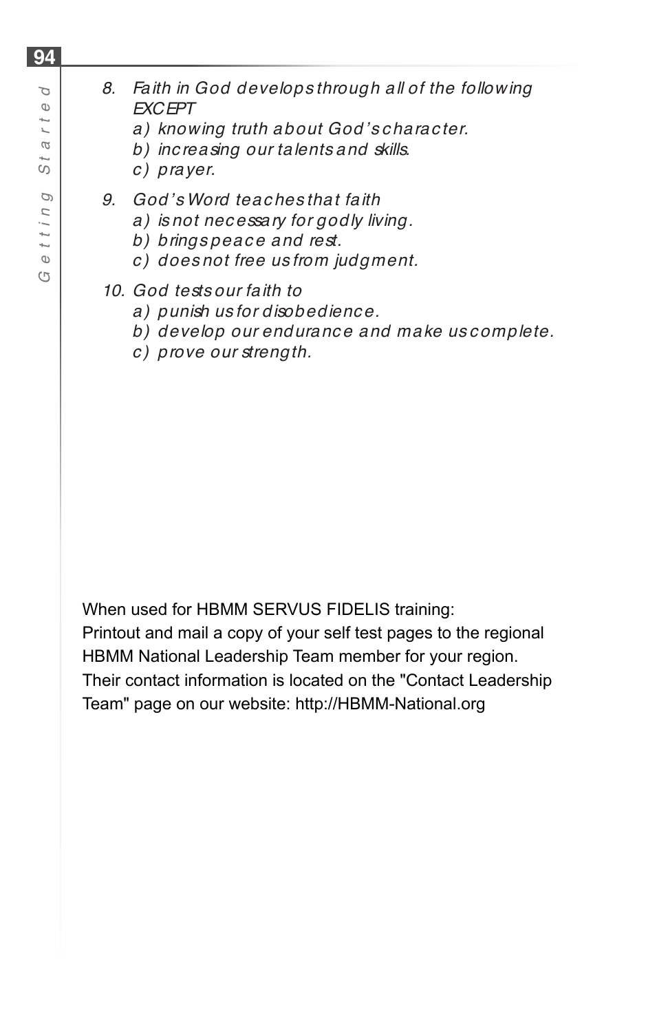8. *Faith in God develops through all of the following EXCEPT*
   - *a) knowing truth about God's character.*
   - *b) increasing our talents and skills.*
   - *c) prayer.*

9. *God's Word teaches that faith*
   - *a) is not necessary for godly living.*
   - *b) brings peace and rest.*
   - *c) does not free us from judgment.*

10. *God tests our faith to*
    - *a) punish us for disobedience.*
    - *b) develop our endurance and make us complete.*
    - *c) prove our strength.*

When used for HBMM SERVUS FIDELIS training:
Printout and mail a copy of your self test pages to the regional HBMM National Leadership Team member for your region. Their contact information is located on the "Contact Leadership Team" page on our website: http://HBMM-National.org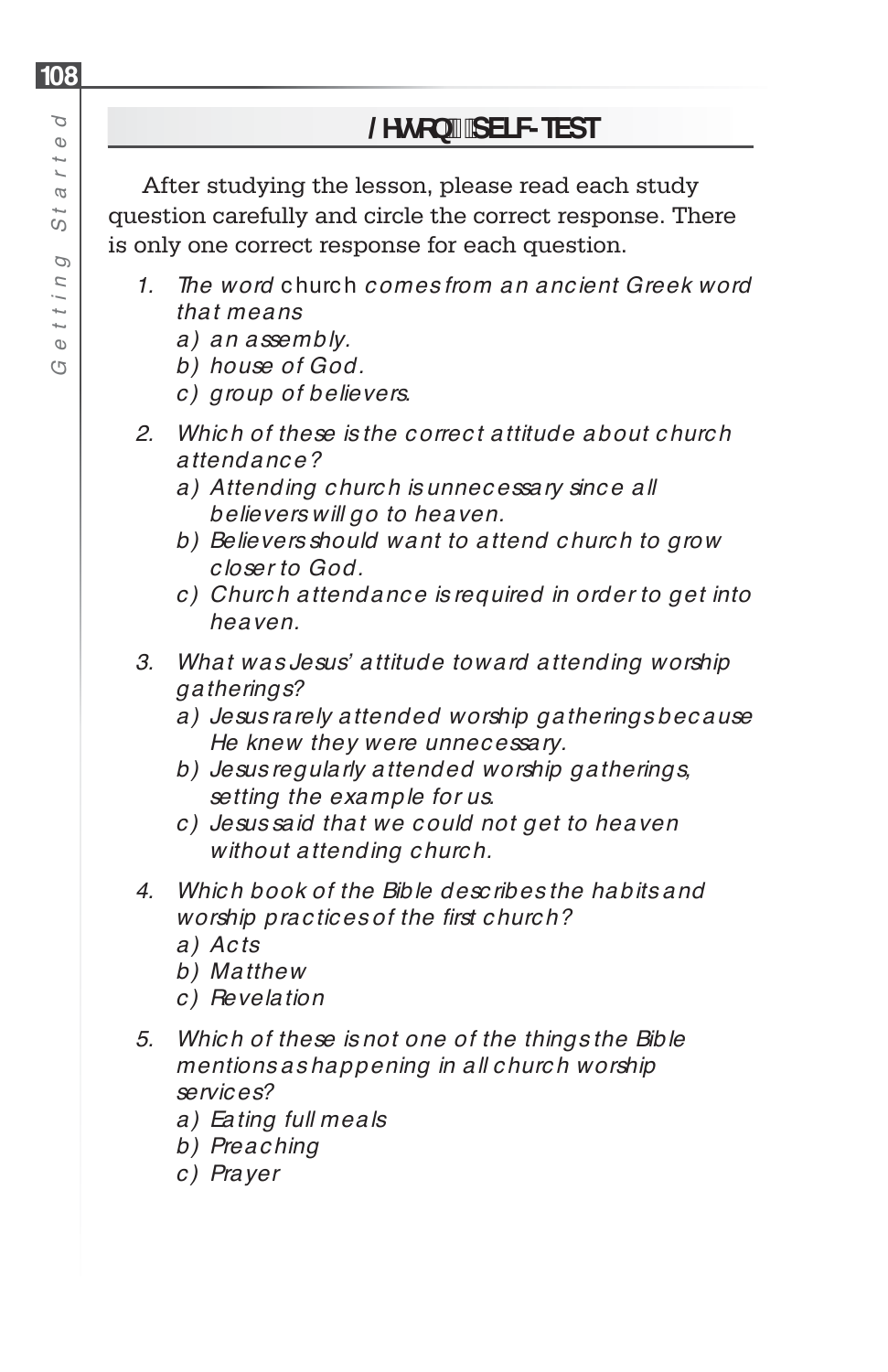## Lesson SELF-TEST

After studying the lesson, please read each study question carefully and circle the correct response. There is only one correct response for each question.

1. *The word* church *comes from an ancient Greek word that means*
   *a) an assembly.*
   *b) house of God.*
   *c) group of believers.*

2. *Which of these is the correct attitude about church attendance?*
   *a) Attending church is unnecessary since all believers will go to heaven.*
   *b) Believers should want to attend church to grow closer to God.*
   *c) Church attendance is required in order to get into heaven.*

3. *What was Jesus' attitude toward attending worship gatherings?*
   *a) Jesus rarely attended worship gatherings because He knew they were unnecessary.*
   *b) Jesus regularly attended worship gatherings, setting the example for us.*
   *c) Jesus said that we could not get to heaven without attending church.*

4. *Which book of the Bible describes the habits and worship practices of the first church?*
   *a) Acts*
   *b) Matthew*
   *c) Revelation*

5. *Which of these is not one of the things the Bible mentions as happening in all church worship services?*
   *a) Eating full meals*
   *b) Preaching*
   *c) Prayer*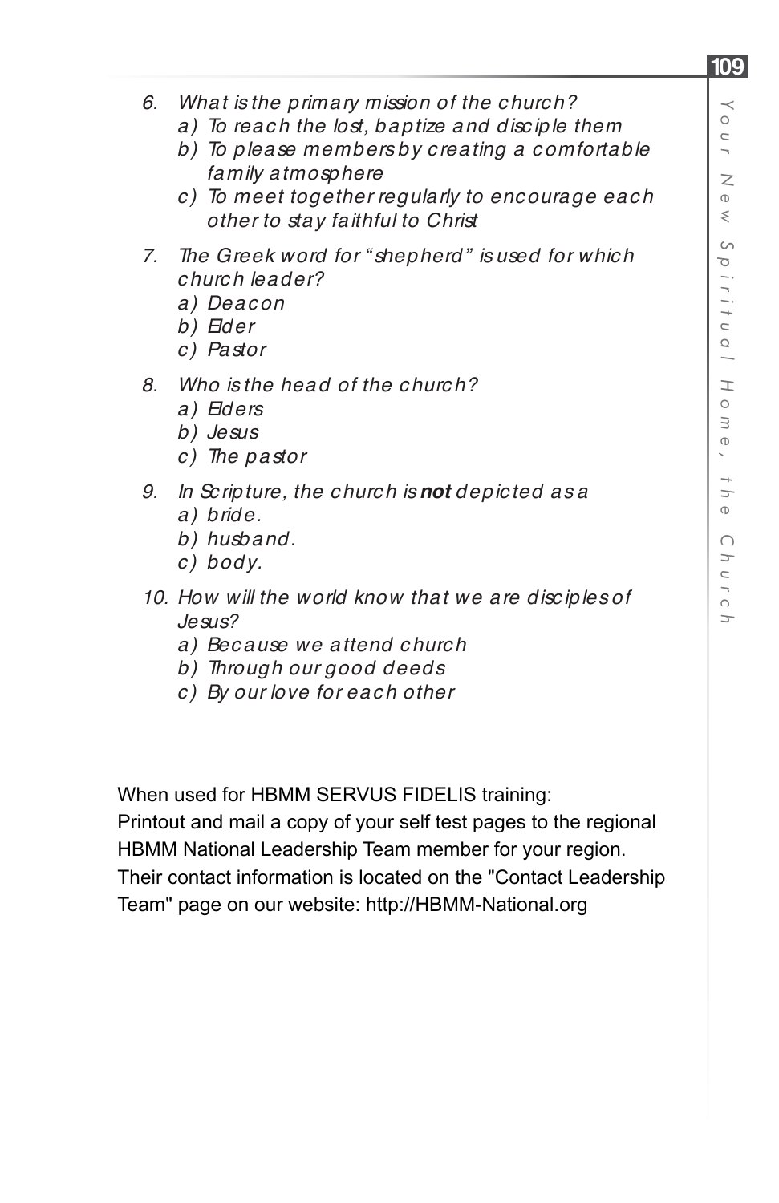6. What is the primary mission of the church?
   a) To reach the lost, baptize and disciple them
   b) To please members by creating a comfortable family atmosphere
   c) To meet together regularly to encourage each other to stay faithful to Christ

7. The Greek word for “shepherd” is used for which church leader?
   a) Deacon
   b) Elder
   c) Pastor

8. Who is the head of the church?
   a) Elders
   b) Jesus
   c) The pastor

9. In Scripture, the church is **not** depicted as a
   a) bride.
   b) husband.
   c) body.

10. How will the world know that we are disciples of Jesus?
    a) Because we attend church
    b) Through our good deeds
    c) By our love for each other

When used for HBMM SERVUS FIDELIS training:
Printout and mail a copy of your self test pages to the regional HBMM National Leadership Team member for your region. Their contact information is located on the "Contact Leadership Team" page on our website: http://HBMM-National.org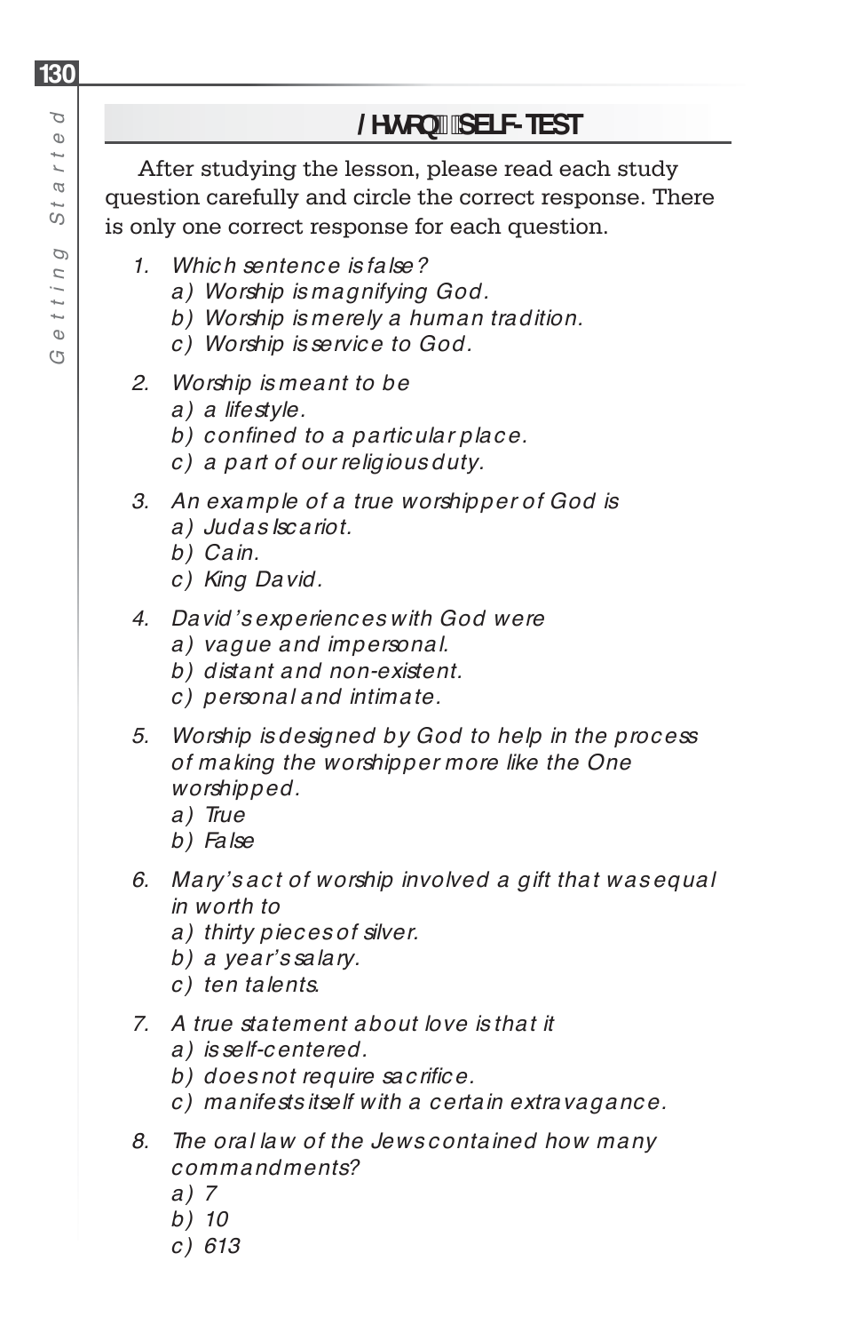## Lesson SELF-TEST

After studying the lesson, please read each study question carefully and circle the correct response. There is only one correct response for each question.

1. *Which sentence is false?*
   *a) Worship is magnifying God.*
   *b) Worship is merely a human tradition.*
   *c) Worship is service to God.*

2. *Worship is meant to be*
   *a) a lifestyle.*
   *b) confined to a particular place.*
   *c) a part of our religious duty.*

3. *An example of a true worshipper of God is*
   *a) Judas Iscariot.*
   *b) Cain.*
   *c) King David.*

4. *David's experiences with God were*
   *a) vague and impersonal.*
   *b) distant and non-existent.*
   *c) personal and intimate.*

5. *Worship is designed by God to help in the process of making the worshipper more like the One worshipped.*
   *a) True*
   *b) False*

6. *Mary's act of worship involved a gift that was equal in worth to*
   *a) thirty pieces of silver.*
   *b) a year's salary.*
   *c) ten talents.*

7. *A true statement about love is that it*
   *a) is self-centered.*
   *b) does not require sacrifice.*
   *c) manifests itself with a certain extravagance.*

8. *The oral law of the Jews contained how many commandments?*
   *a) 7*
   *b) 10*
   *c) 613*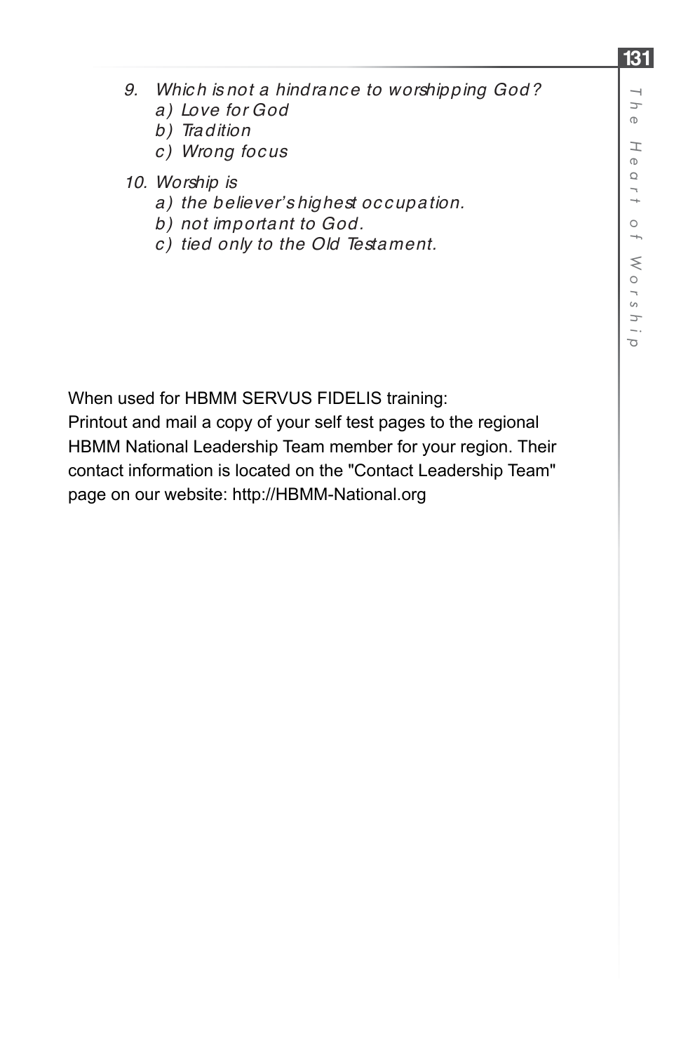*9. Which is not a hindrance to worshipping God?*
  *a) Love for God*
  *b) Tradition*
  *c) Wrong focus*

*10. Worship is*
  *a) the believer's highest occupation.*
  *b) not important to God.*
  *c) tied only to the Old Testament.*

When used for HBMM SERVUS FIDELIS training:
Printout and mail a copy of your self test pages to the regional HBMM National Leadership Team member for your region. Their contact information is located on the "Contact Leadership Team" page on our website: http://HBMM-National.org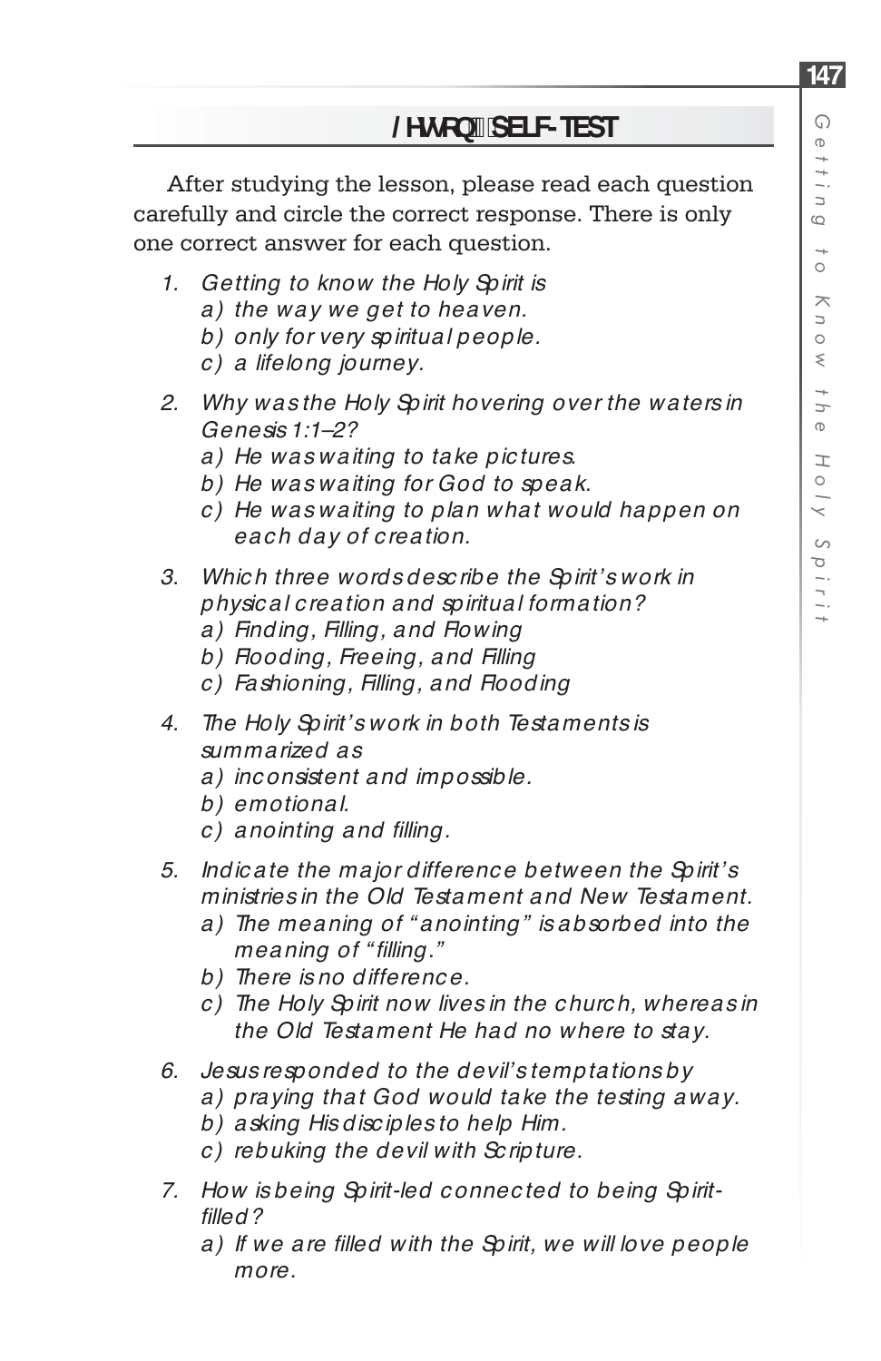## Lesson 7 Self-Test

After studying the lesson, please read each question carefully and circle the correct response. There is only one correct answer for each question.

1. *Getting to know the Holy Spirit is*
   a) *the way we get to heaven.*
   b) *only for very spiritual people.*
   c) *a lifelong journey.*

2. *Why was the Holy Spirit hovering over the waters in Genesis 1:1–2?*
   a) *He was waiting to take pictures.*
   b) *He was waiting for God to speak.*
   c) *He was waiting to plan what would happen on each day of creation.*

3. *Which three words describe the Spirit's work in physical creation and spiritual formation?*
   a) *Finding, Filling, and Flowing*
   b) *Flooding, Freeing, and Filling*
   c) *Fashioning, Filling, and Flooding*

4. *The Holy Spirit's work in both Testaments is summarized as*
   a) *inconsistent and impossible.*
   b) *emotional.*
   c) *anointing and filling.*

5. *Indicate the major difference between the Spirit's ministries in the Old Testament and New Testament.*
   a) *The meaning of "anointing" is absorbed into the meaning of "filling."*
   b) *There is no difference.*
   c) *The Holy Spirit now lives in the church, whereas in the Old Testament He had no where to stay.*

6. *Jesus responded to the devil's temptations by*
   a) *praying that God would take the testing away.*
   b) *asking His disciples to help Him.*
   c) *rebuking the devil with Scripture.*

7. *How is being Spirit-led connected to being Spirit-filled?*
   a) *If we are filled with the Spirit, we will love people more.*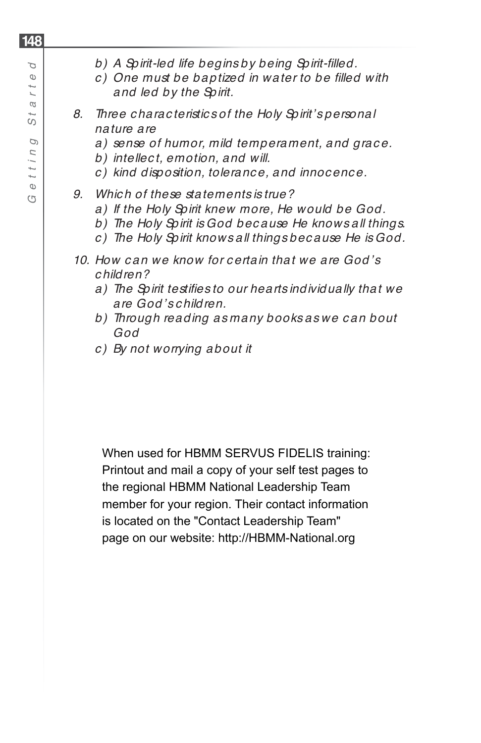b) *A Spirit-led life begins by being Spirit-filled.*
c) *One must be baptized in water to be filled with and led by the Spirit.*

8. *Three characteristics of the Holy Spirit's personal nature are*
   a) *sense of humor, mild temperament, and grace.*
   b) *intellect, emotion, and will.*
   c) *kind disposition, tolerance, and innocence.*

9. *Which of these statements is true?*
   a) *If the Holy Spirit knew more, He would be God.*
   b) *The Holy Spirit is God because He knows all things.*
   c) *The Holy Spirit knows all things because He is God.*

10. *How can we know for certain that we are God's children?*
    a) *The Spirit testifies to our hearts individually that we are God's children.*
    b) *Through reading as many books as we can bout God*
    c) *By not worrying about it*

When used for HBMM SERVUS FIDELIS training: Printout and mail a copy of your self test pages to the regional HBMM National Leadership Team member for your region. Their contact information is located on the "Contact Leadership Team" page on our website: http://HBMM-National.org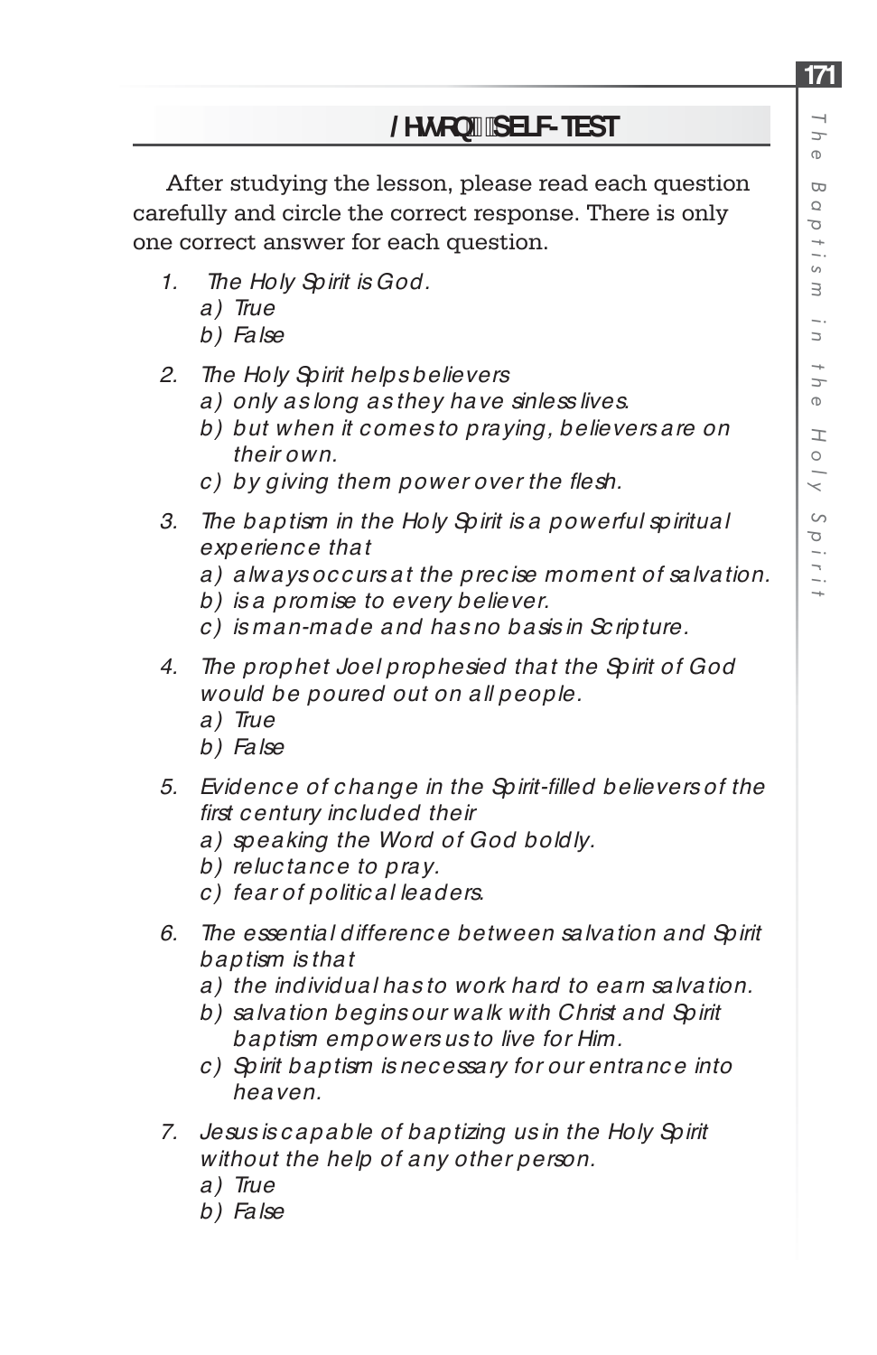## Lesson SELF-TEST

After studying the lesson, please read each question carefully and circle the correct response. There is only one correct answer for each question.

1. *The Holy Spirit is God.*
   - *a) True*
   - *b) False*

2. *The Holy Spirit helps believers*
   - *a) only as long as they have sinless lives.*
   - *b) but when it comes to praying, believers are on their own.*
   - *c) by giving them power over the flesh.*

3. *The baptism in the Holy Spirit is a powerful spiritual experience that*
   - *a) always occurs at the precise moment of salvation.*
   - *b) is a promise to every believer.*
   - *c) is man-made and has no basis in Scripture.*

4. *The prophet Joel prophesied that the Spirit of God would be poured out on all people.*
   - *a) True*
   - *b) False*

5. *Evidence of change in the Spirit-filled believers of the first century included their*
   - *a) speaking the Word of God boldly.*
   - *b) reluctance to pray.*
   - *c) fear of political leaders.*

6. *The essential difference between salvation and Spirit baptism is that*
   - *a) the individual has to work hard to earn salvation.*
   - *b) salvation begins our walk with Christ and Spirit baptism empowers us to live for Him.*
   - *c) Spirit baptism is necessary for our entrance into heaven.*

7. *Jesus is capable of baptizing us in the Holy Spirit without the help of any other person.*
   - *a) True*
   - *b) False*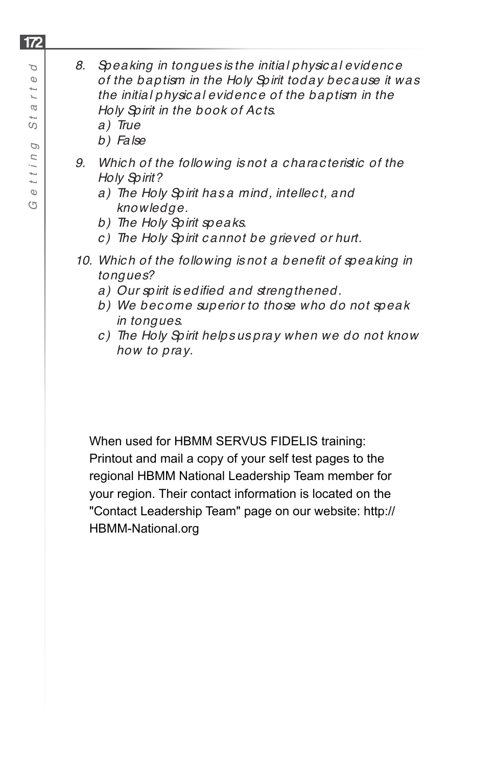8. *Speaking in tongues is the initial physical evidence of the baptism in the Holy Spirit today because it was the initial physical evidence of the baptism in the Holy Spirit in the book of Acts.*
   *a) True*
   *b) False*

9. *Which of the following is not a characteristic of the Holy Spirit?*
   *a) The Holy Spirit has a mind, intellect, and knowledge.*
   *b) The Holy Spirit speaks.*
   *c) The Holy Spirit cannot be grieved or hurt.*

10. *Which of the following is not a benefit of speaking in tongues?*
    *a) Our spirit is edified and strengthened.*
    *b) We become superior to those who do not speak in tongues.*
    *c) The Holy Spirit helps us pray when we do not know how to pray.*

When used for HBMM SERVUS FIDELIS training: Printout and mail a copy of your self test pages to the regional HBMM National Leadership Team member for your region. Their contact information is located on the "Contact Leadership Team" page on our website: http://HBMM-National.org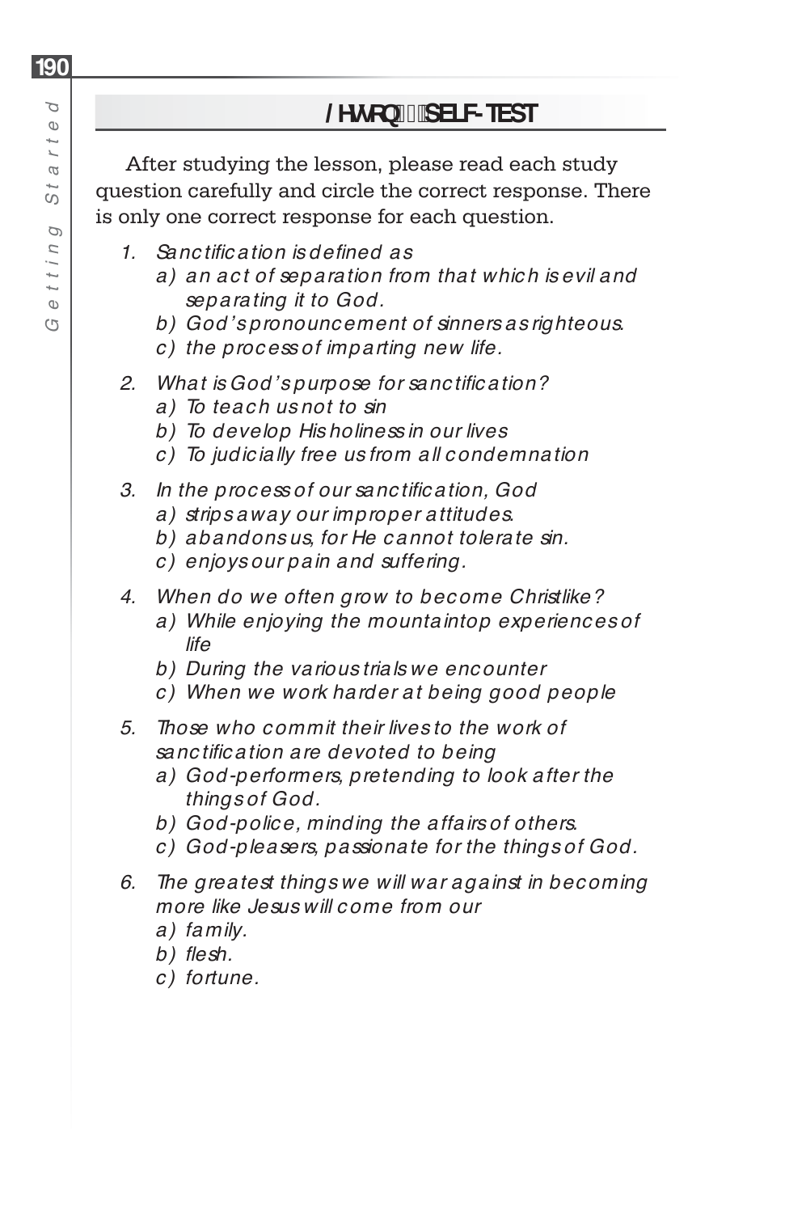## /HVVRQ SELF-TEST

After studying the lesson, please read each study question carefully and circle the correct response. There is only one correct response for each question.

1. *Sanctification is defined as*
   a) *an act of separation from that which is evil and separating it to God.*
   b) *God's pronouncement of sinners as righteous.*
   c) *the process of imparting new life.*

2. *What is God's purpose for sanctification?*
   a) *To teach us not to sin*
   b) *To develop His holiness in our lives*
   c) *To judicially free us from all condemnation*

3. *In the process of our sanctification, God*
   a) *strips away our improper attitudes.*
   b) *abandons us, for He cannot tolerate sin.*
   c) *enjoys our pain and suffering.*

4. *When do we often grow to become Christlike?*
   a) *While enjoying the mountaintop experiences of life*
   b) *During the various trials we encounter*
   c) *When we work harder at being good people*

5. *Those who commit their lives to the work of sanctification are devoted to being*
   a) *God-performers, pretending to look after the things of God.*
   b) *God-police, minding the affairs of others.*
   c) *God-pleasers, passionate for the things of God.*

6. *The greatest things we will war against in becoming more like Jesus will come from our*
   a) *family.*
   b) *flesh.*
   c) *fortune.*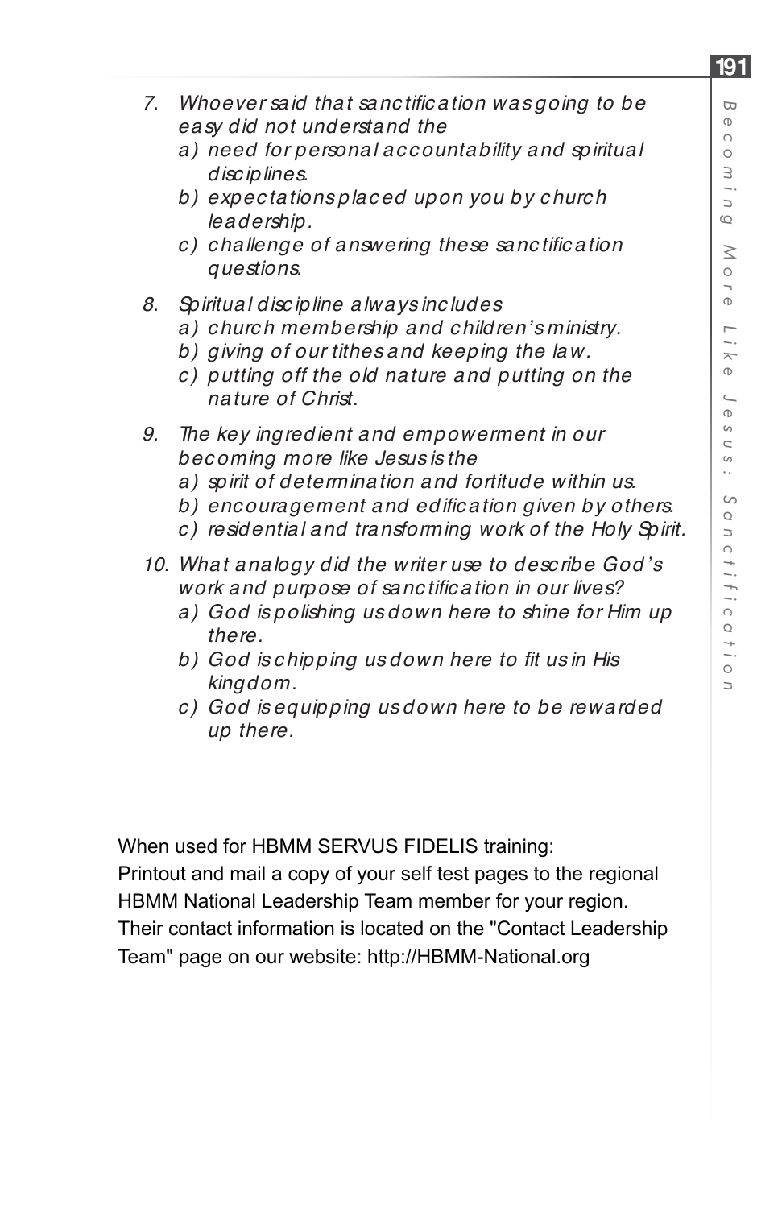7. *Whoever said that sanctification was going to be easy did not understand the*
   a) *need for personal accountability and spiritual disciplines.*
   b) *expectations placed upon you by church leadership.*
   c) *challenge of answering these sanctification questions.*

8. *Spiritual discipline always includes*
   a) *church membership and children's ministry.*
   b) *giving of our tithes and keeping the law.*
   c) *putting off the old nature and putting on the nature of Christ.*

9. *The key ingredient and empowerment in our becoming more like Jesus is the*
   a) *spirit of determination and fortitude within us.*
   b) *encouragement and edification given by others.*
   c) *residential and transforming work of the Holy Spirit.*

10. *What analogy did the writer use to describe God's work and purpose of sanctification in our lives?*
    a) *God is polishing us down here to shine for Him up there.*
    b) *God is chipping us down here to fit us in His kingdom.*
    c) *God is equipping us down here to be rewarded up there.*

When used for HBMM SERVUS FIDELIS training:
Printout and mail a copy of your self test pages to the regional HBMM National Leadership Team member for your region. Their contact information is located on the "Contact Leadership Team" page on our website: http://HBMM-National.org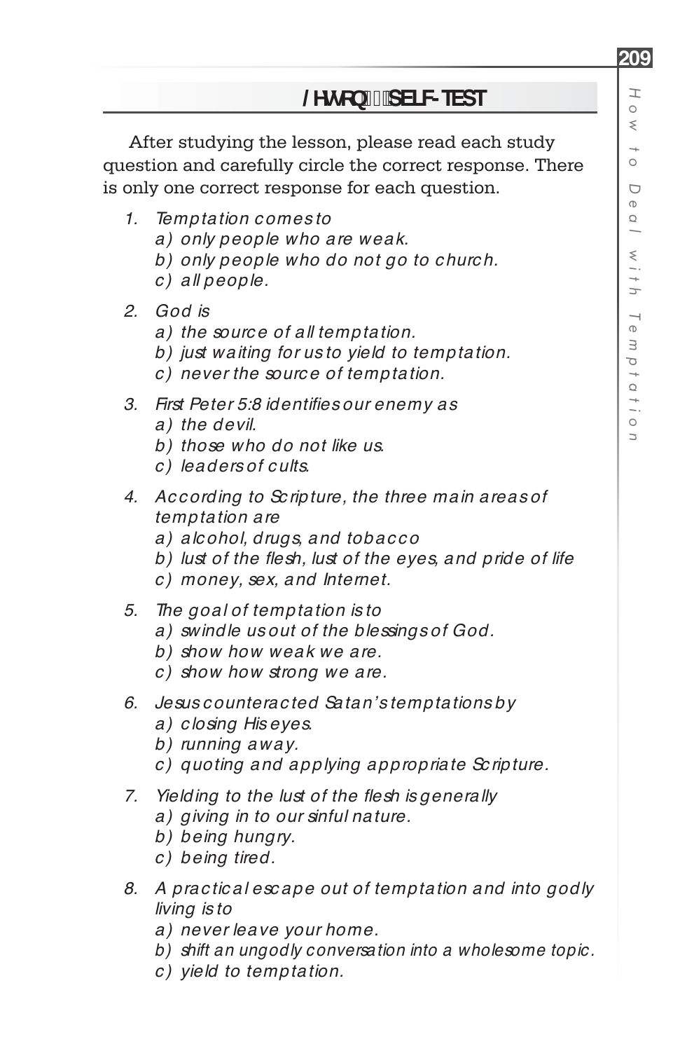## /HVVRQ SELF-TEST

After studying the lesson, please read each study question and carefully circle the correct response. There is only one correct response for each question.

1. *Temptation comes to*
   *a) only people who are weak.*
   *b) only people who do not go to church.*
   *c) all people.*

2. *God is*
   *a) the source of all temptation.*
   *b) just waiting for us to yield to temptation.*
   *c) never the source of temptation.*

3. *First Peter 5:8 identifies our enemy as*
   *a) the devil.*
   *b) those who do not like us.*
   *c) leaders of cults.*

4. *According to Scripture, the three main areas of temptation are*
   *a) alcohol, drugs, and tobacco*
   *b) lust of the flesh, lust of the eyes, and pride of life*
   *c) money, sex, and Internet.*

5. *The goal of temptation is to*
   *a) swindle us out of the blessings of God.*
   *b) show how weak we are.*
   *c) show how strong we are.*

6. *Jesus counteracted Satan's temptations by*
   *a) closing His eyes.*
   *b) running away.*
   *c) quoting and applying appropriate Scripture.*

7. *Yielding to the lust of the flesh is generally*
   *a) giving in to our sinful nature.*
   *b) being hungry.*
   *c) being tired.*

8. *A practical escape out of temptation and into godly living is to*
   *a) never leave your home.*
   *b) shift an ungodly conversation into a wholesome topic.*
   *c) yield to temptation.*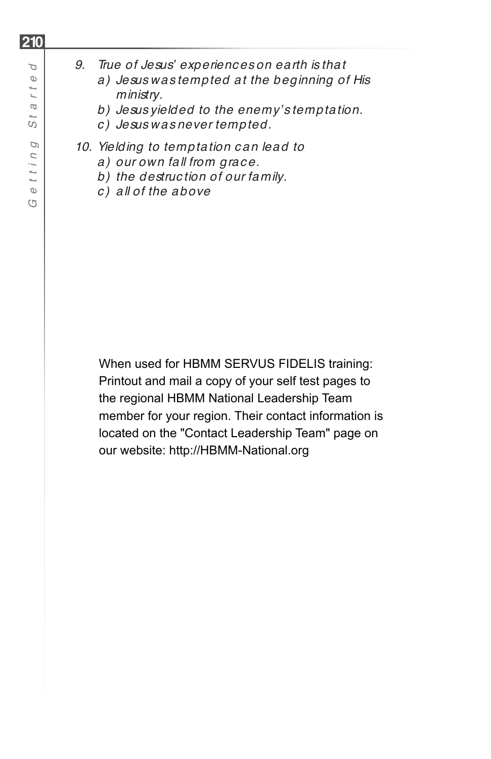9. *True of Jesus' experiences on earth is that*
   a) *Jesus was tempted at the beginning of His ministry.*
   b) *Jesus yielded to the enemy's temptation.*
   c) *Jesus was never tempted.*

10. *Yielding to temptation can lead to*
    a) *our own fall from grace.*
    b) *the destruction of our family.*
    c) *all of the above*

When used for HBMM SERVUS FIDELIS training: Printout and mail a copy of your self test pages to the regional HBMM National Leadership Team member for your region. Their contact information is located on the "Contact Leadership Team" page on our website: http://HBMM-National.org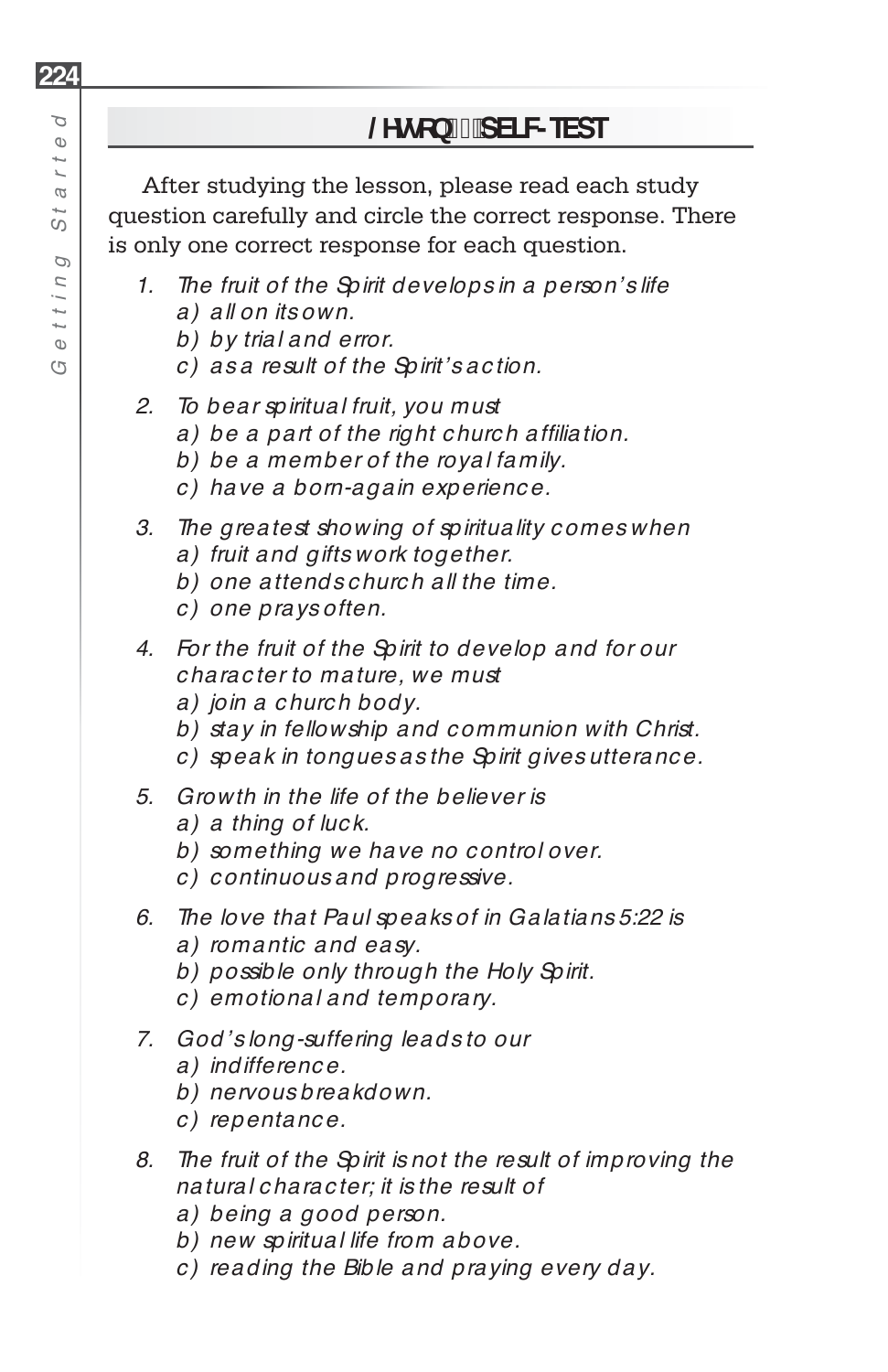## Lesson SELF-TEST

After studying the lesson, please read each study question carefully and circle the correct response. There is only one correct response for each question.

1. *The fruit of the Spirit develops in a person's life*
   - *a) all on its own.*
   - *b) by trial and error.*
   - *c) as a result of the Spirit's action.*

2. *To bear spiritual fruit, you must*
   - *a) be a part of the right church affiliation.*
   - *b) be a member of the royal family.*
   - *c) have a born-again experience.*

3. *The greatest showing of spirituality comes when*
   - *a) fruit and gifts work together.*
   - *b) one attends church all the time.*
   - *c) one prays often.*

4. *For the fruit of the Spirit to develop and for our character to mature, we must*
   - *a) join a church body.*
   - *b) stay in fellowship and communion with Christ.*
   - *c) speak in tongues as the Spirit gives utterance.*

5. *Growth in the life of the believer is*
   - *a) a thing of luck.*
   - *b) something we have no control over.*
   - *c) continuous and progressive.*

6. *The love that Paul speaks of in Galatians 5:22 is*
   - *a) romantic and easy.*
   - *b) possible only through the Holy Spirit.*
   - *c) emotional and temporary.*

7. *God's long-suffering leads to our*
   - *a) indifference.*
   - *b) nervous breakdown.*
   - *c) repentance.*

8. *The fruit of the Spirit is not the result of improving the natural character; it is the result of*
   - *a) being a good person.*
   - *b) new spiritual life from above.*
   - *c) reading the Bible and praying every day.*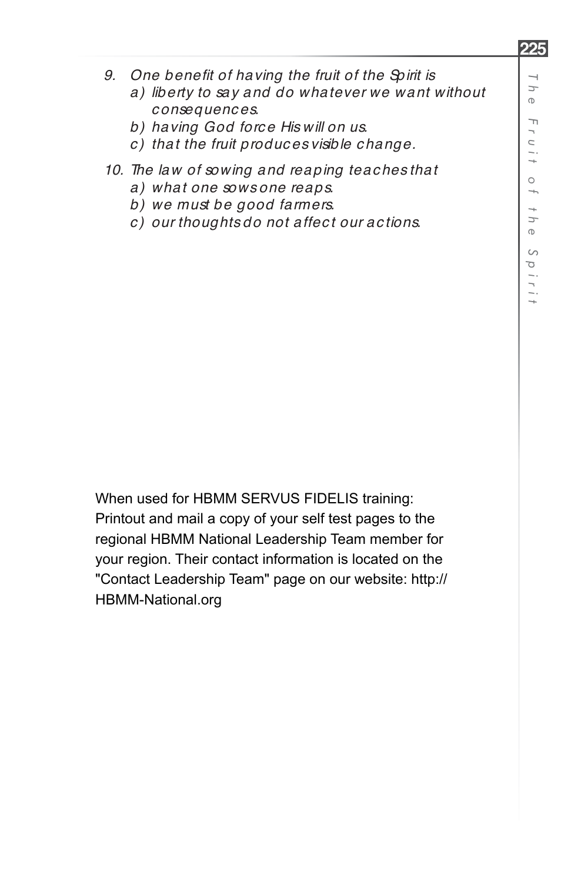9. *One benefit of having the fruit of the Spirit is*
   a) *liberty to say and do whatever we want without consequences.*
   b) *having God force His will on us.*
   c) *that the fruit produces visible change.*

10. *The law of sowing and reaping teaches that*
    a) *what one sows one reaps.*
    b) *we must be good farmers.*
    c) *our thoughts do not affect our actions.*

When used for HBMM SERVUS FIDELIS training: Printout and mail a copy of your self test pages to the regional HBMM National Leadership Team member for your region. Their contact information is located on the "Contact Leadership Team" page on our website: http://HBMM-National.org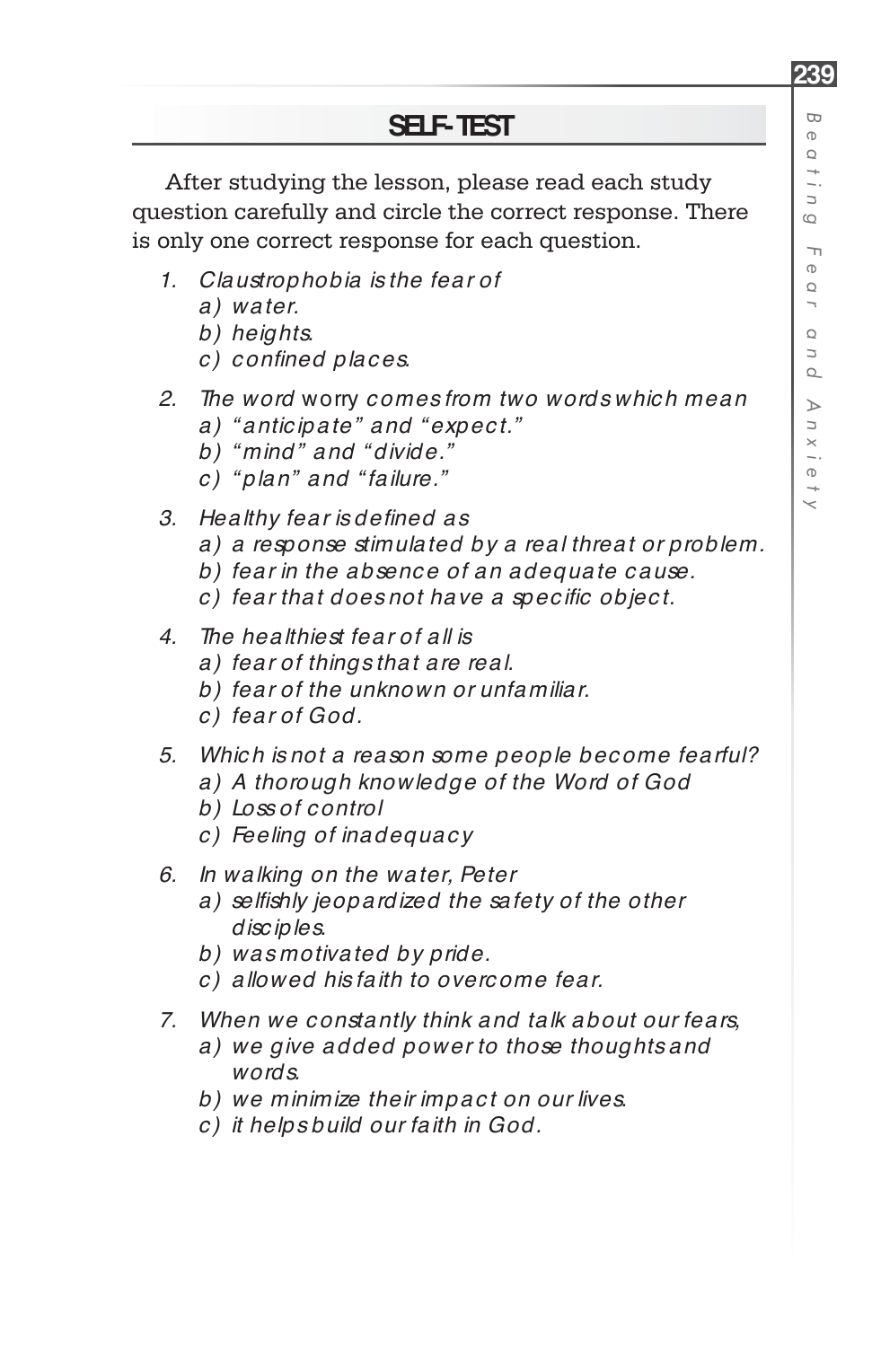## SELF-TEST

After studying the lesson, please read each study question carefully and circle the correct response. There is only one correct response for each question.

1. *Claustrophobia is the fear of*
   - *a) water.*
   - *b) heights.*
   - *c) confined places.*

2. *The word* worry *comes from two words which mean*
   - *a) "anticipate" and "expect."*
   - *b) "mind" and "divide."*
   - *c) "plan" and "failure."*

3. *Healthy fear is defined as*
   - *a) a response stimulated by a real threat or problem.*
   - *b) fear in the absence of an adequate cause.*
   - *c) fear that does not have a specific object.*

4. *The healthiest fear of all is*
   - *a) fear of things that are real.*
   - *b) fear of the unknown or unfamiliar.*
   - *c) fear of God.*

5. *Which is not a reason some people become fearful?*
   - *a) A thorough knowledge of the Word of God*
   - *b) Loss of control*
   - *c) Feeling of inadequacy*

6. *In walking on the water, Peter*
   - *a) selfishly jeopardized the safety of the other disciples.*
   - *b) was motivated by pride.*
   - *c) allowed his faith to overcome fear.*

7. *When we constantly think and talk about our fears,*
   - *a) we give added power to those thoughts and words.*
   - *b) we minimize their impact on our lives.*
   - *c) it helps build our faith in God.*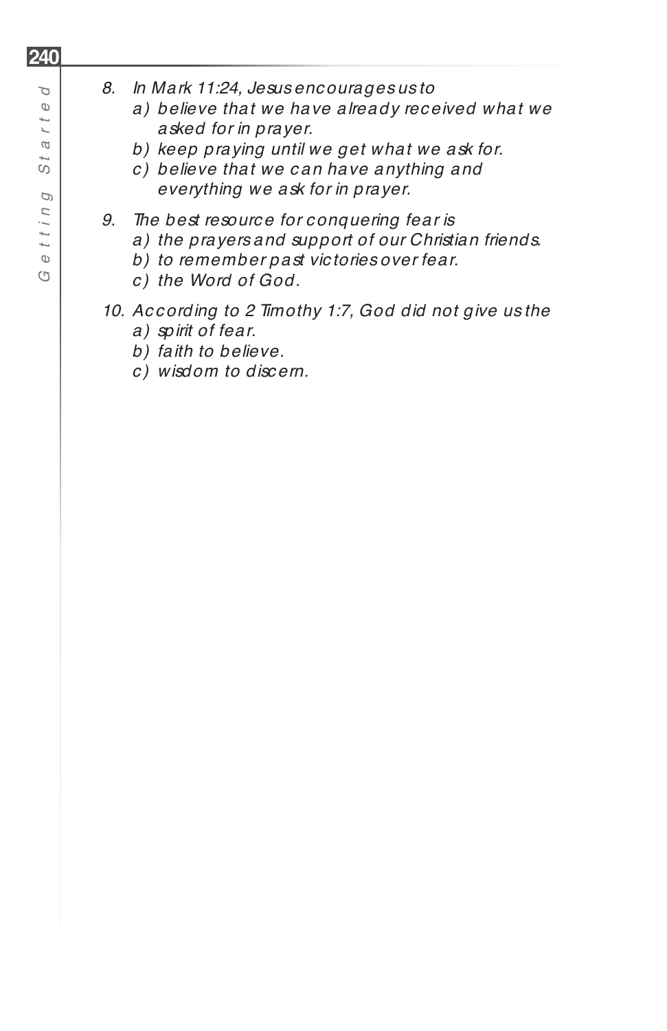8. *In Mark 11:24, Jesus encourages us to*
   a) *believe that we have already received what we asked for in prayer.*
   b) *keep praying until we get what we ask for.*
   c) *believe that we can have anything and everything we ask for in prayer.*

9. *The best resource for conquering fear is*
   a) *the prayers and support of our Christian friends.*
   b) *to remember past victories over fear.*
   c) *the Word of God.*

10. *According to 2 Timothy 1:7, God did not give us the*
    a) *spirit of fear.*
    b) *faith to believe.*
    c) *wisdom to discern.*